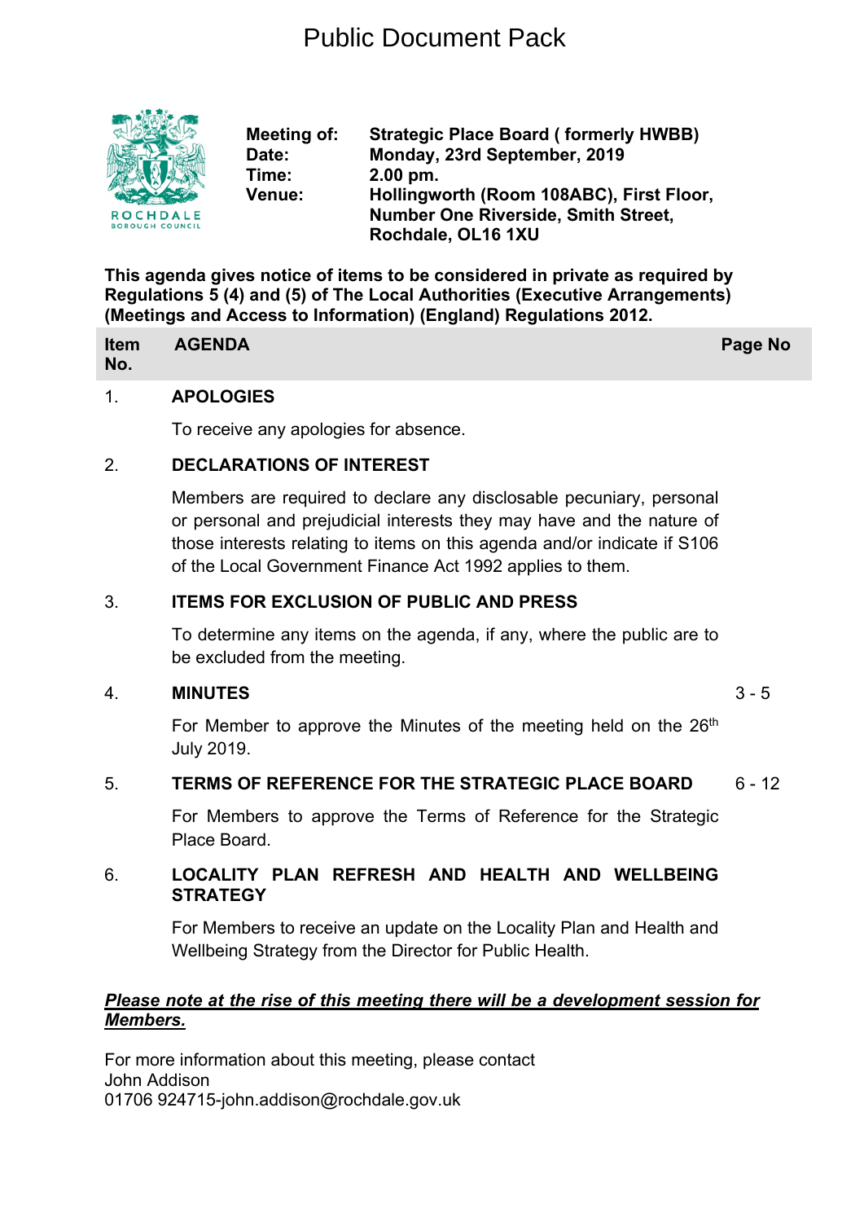# Public Document Pack

ROCHDALE BOROUGH COUNCIL

| | |
|---|---|
| **Meeting of:** | **Strategic Place Board ( formerly HWBB)** |
| **Date:** | **Monday, 23rd September, 2019** |
| **Time:** | **2.00 pm.** |
| **Venue:** | **Hollingworth (Room 108ABC), First Floor, Number One Riverside, Smith Street, Rochdale, OL16 1XU** |

**This agenda gives notice of items to be considered in private as required by Regulations 5 (4) and (5) of The Local Authorities (Executive Arrangements) (Meetings and Access to Information) (England) Regulations 2012.**

| Item No. | AGENDA | Page No |
|---|---|---|
| 1. | **APOLOGIES**<br><br>To receive any apologies for absence. | |
| 2. | **DECLARATIONS OF INTEREST**<br><br>Members are required to declare any disclosable pecuniary, personal or personal and prejudicial interests they may have and the nature of those interests relating to items on this agenda and/or indicate if S106 of the Local Government Finance Act 1992 applies to them. | |
| 3. | **ITEMS FOR EXCLUSION OF PUBLIC AND PRESS**<br><br>To determine any items on the agenda, if any, where the public are to be excluded from the meeting. | |
| 4. | **MINUTES**<br><br>For Member to approve the Minutes of the meeting held on the 26th July 2019. | 3 - 5 |
| 5. | **TERMS OF REFERENCE FOR THE STRATEGIC PLACE BOARD**<br><br>For Members to approve the Terms of Reference for the Strategic Place Board. | 6 - 12 |
| 6. | **LOCALITY PLAN REFRESH AND HEALTH AND WELLBEING STRATEGY**<br><br>For Members to receive an update on the Locality Plan and Health and Wellbeing Strategy from the Director for Public Health. | |

***Please note at the rise of this meeting there will be a development session for Members.***

For more information about this meeting, please contact
John Addison
01706 924715-john.addison@rochdale.gov.uk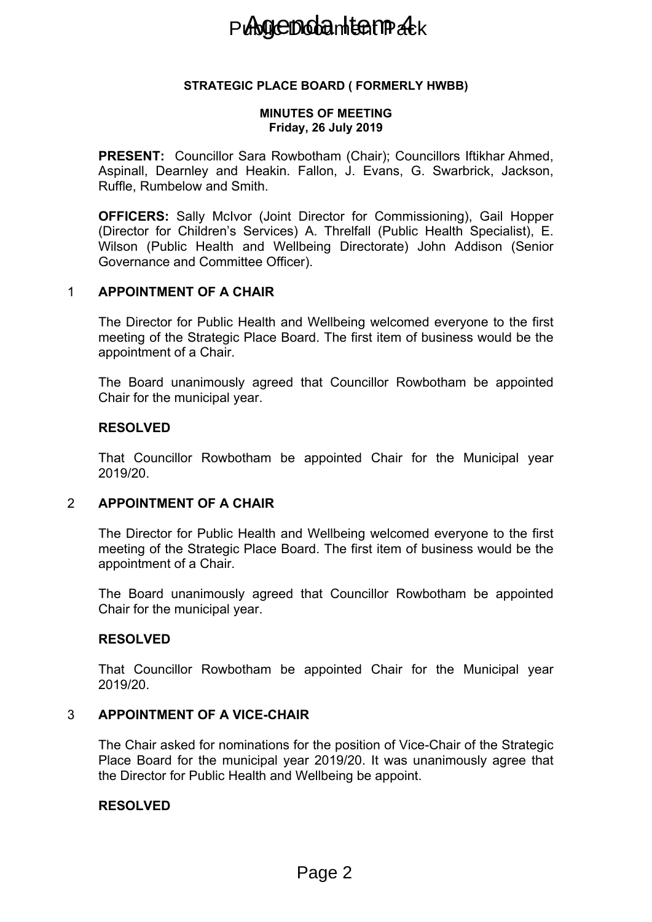Agenda Item 4

Public Document Pack

**STRATEGIC PLACE BOARD ( FORMERLY HWBB)**

**MINUTES OF MEETING**
**Friday, 26 July 2019**

**PRESENT:** Councillor Sara Rowbotham (Chair); Councillors Iftikhar Ahmed, Aspinall, Dearnley and Heakin. Fallon, J. Evans, G. Swarbrick, Jackson, Ruffle, Rumbelow and Smith.

**OFFICERS:** Sally McIvor (Joint Director for Commissioning), Gail Hopper (Director for Children's Services) A. Threlfall (Public Health Specialist), E. Wilson (Public Health and Wellbeing Directorate) John Addison (Senior Governance and Committee Officer).

## 1 APPOINTMENT OF A CHAIR

The Director for Public Health and Wellbeing welcomed everyone to the first meeting of the Strategic Place Board. The first item of business would be the appointment of a Chair.

The Board unanimously agreed that Councillor Rowbotham be appointed Chair for the municipal year.

**RESOLVED**

That Councillor Rowbotham be appointed Chair for the Municipal year 2019/20.

## 2 APPOINTMENT OF A CHAIR

The Director for Public Health and Wellbeing welcomed everyone to the first meeting of the Strategic Place Board. The first item of business would be the appointment of a Chair.

The Board unanimously agreed that Councillor Rowbotham be appointed Chair for the municipal year.

**RESOLVED**

That Councillor Rowbotham be appointed Chair for the Municipal year 2019/20.

## 3 APPOINTMENT OF A VICE-CHAIR

The Chair asked for nominations for the position of Vice-Chair of the Strategic Place Board for the municipal year 2019/20. It was unanimously agree that the Director for Public Health and Wellbeing be appoint.

**RESOLVED**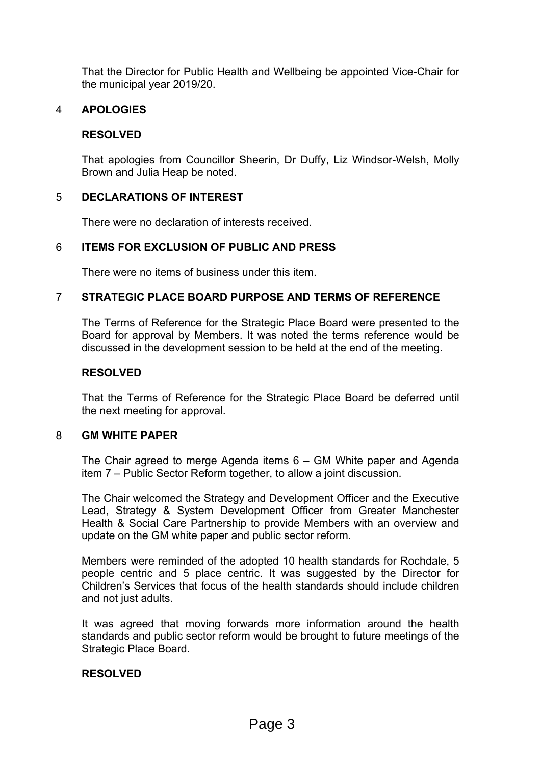That the Director for Public Health and Wellbeing be appointed Vice-Chair for the municipal year 2019/20.

## 4 APOLOGIES

**RESOLVED**

That apologies from Councillor Sheerin, Dr Duffy, Liz Windsor-Welsh, Molly Brown and Julia Heap be noted.

## 5 DECLARATIONS OF INTEREST

There were no declaration of interests received.

## 6 ITEMS FOR EXCLUSION OF PUBLIC AND PRESS

There were no items of business under this item.

## 7 STRATEGIC PLACE BOARD PURPOSE AND TERMS OF REFERENCE

The Terms of Reference for the Strategic Place Board were presented to the Board for approval by Members. It was noted the terms reference would be discussed in the development session to be held at the end of the meeting.

**RESOLVED**

That the Terms of Reference for the Strategic Place Board be deferred until the next meeting for approval.

## 8 GM WHITE PAPER

The Chair agreed to merge Agenda items 6 – GM White paper and Agenda item 7 – Public Sector Reform together, to allow a joint discussion.

The Chair welcomed the Strategy and Development Officer and the Executive Lead, Strategy & System Development Officer from Greater Manchester Health & Social Care Partnership to provide Members with an overview and update on the GM white paper and public sector reform.

Members were reminded of the adopted 10 health standards for Rochdale, 5 people centric and 5 place centric. It was suggested by the Director for Children's Services that focus of the health standards should include children and not just adults.

It was agreed that moving forwards more information around the health standards and public sector reform would be brought to future meetings of the Strategic Place Board.

**RESOLVED**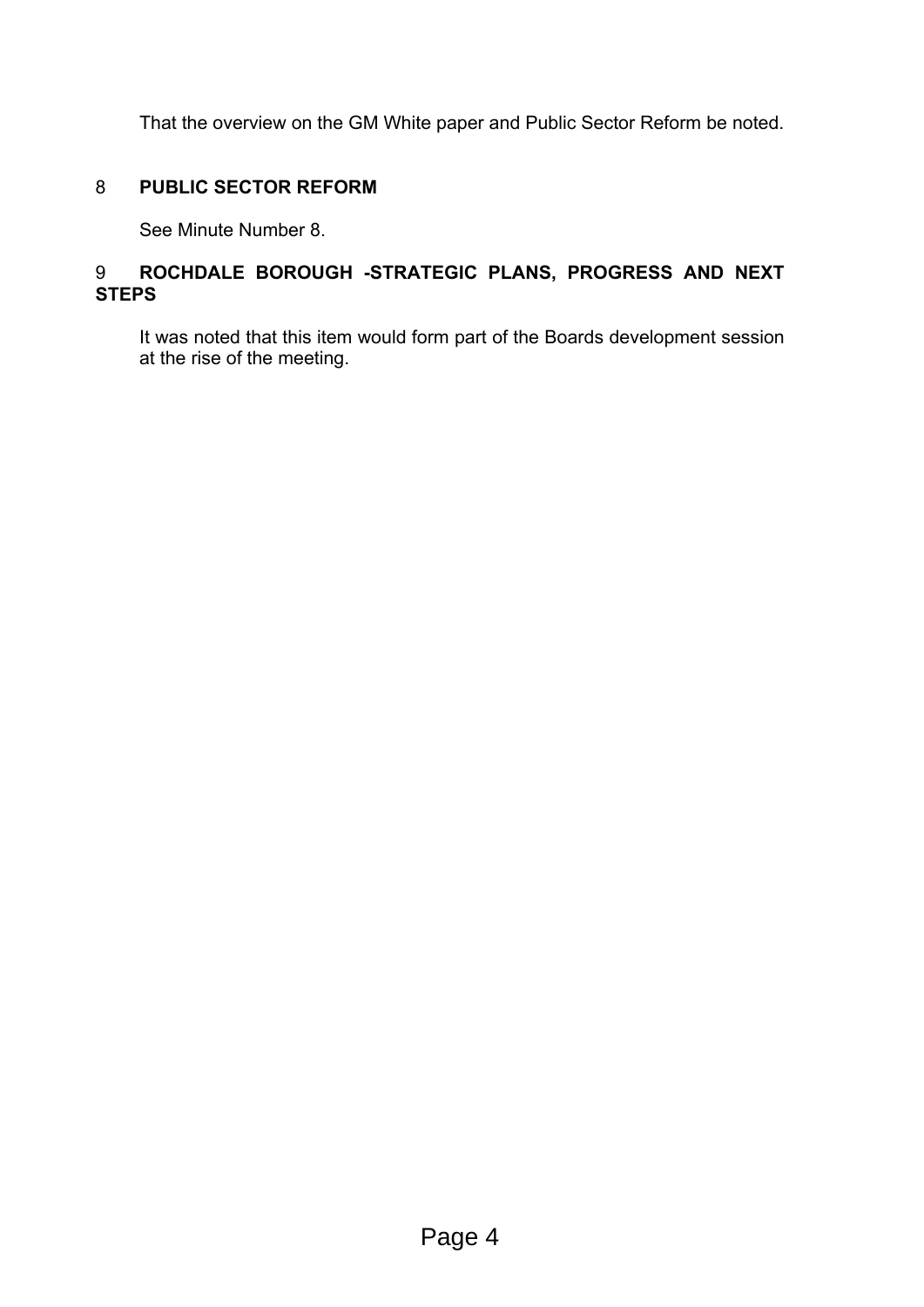That the overview on the GM White paper and Public Sector Reform be noted.

8 **PUBLIC SECTOR REFORM**

See Minute Number 8.

9 **ROCHDALE BOROUGH -STRATEGIC PLANS, PROGRESS AND NEXT STEPS**

It was noted that this item would form part of the Boards development session at the rise of the meeting.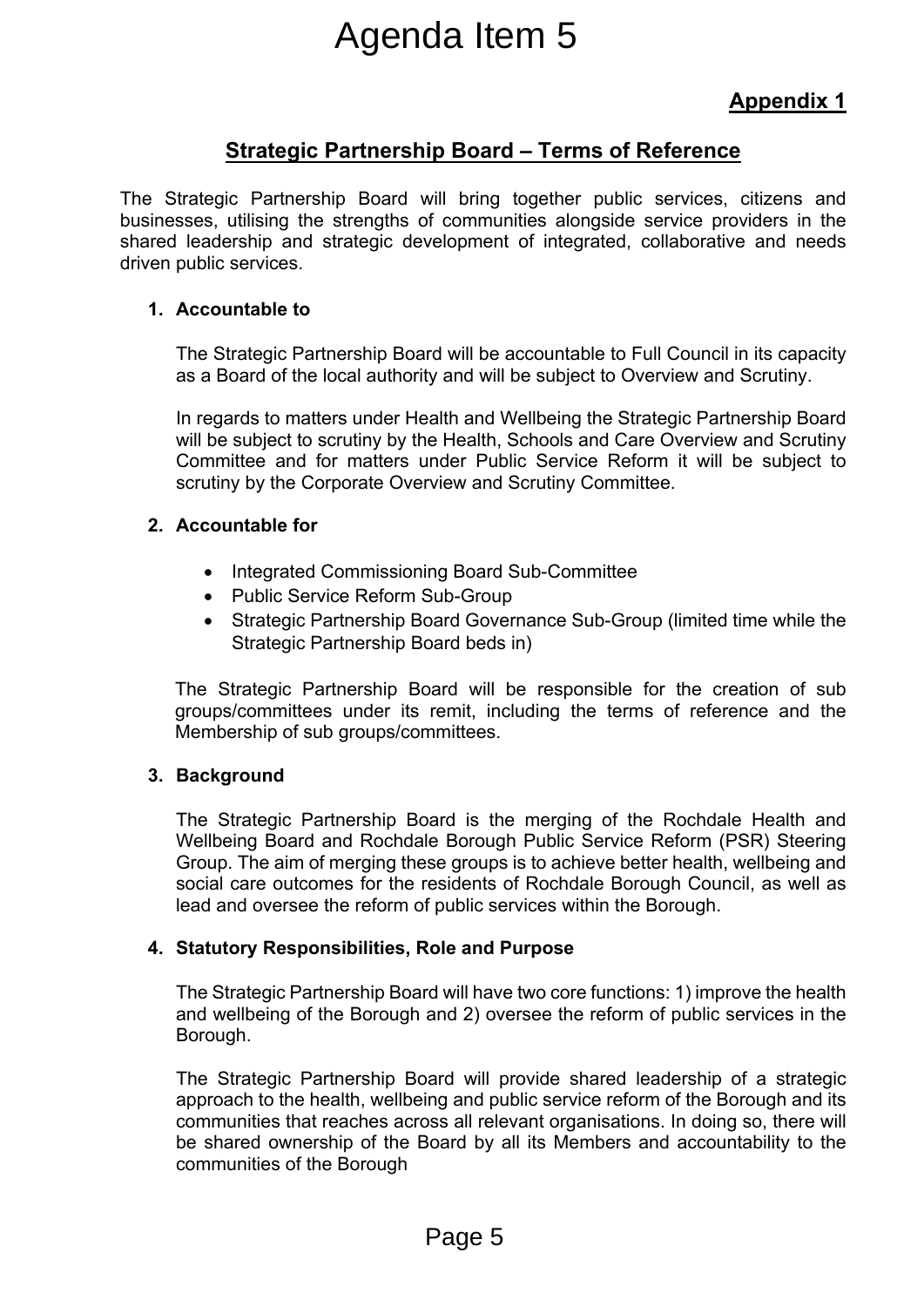# Agenda Item 5

**Appendix 1**

## Strategic Partnership Board – Terms of Reference

The Strategic Partnership Board will bring together public services, citizens and businesses, utilising the strengths of communities alongside service providers in the shared leadership and strategic development of integrated, collaborative and needs driven public services.

### 1. Accountable to

The Strategic Partnership Board will be accountable to Full Council in its capacity as a Board of the local authority and will be subject to Overview and Scrutiny.

In regards to matters under Health and Wellbeing the Strategic Partnership Board will be subject to scrutiny by the Health, Schools and Care Overview and Scrutiny Committee and for matters under Public Service Reform it will be subject to scrutiny by the Corporate Overview and Scrutiny Committee.

### 2. Accountable for

- Integrated Commissioning Board Sub-Committee
- Public Service Reform Sub-Group
- Strategic Partnership Board Governance Sub-Group (limited time while the Strategic Partnership Board beds in)

The Strategic Partnership Board will be responsible for the creation of sub groups/committees under its remit, including the terms of reference and the Membership of sub groups/committees.

### 3. Background

The Strategic Partnership Board is the merging of the Rochdale Health and Wellbeing Board and Rochdale Borough Public Service Reform (PSR) Steering Group. The aim of merging these groups is to achieve better health, wellbeing and social care outcomes for the residents of Rochdale Borough Council, as well as lead and oversee the reform of public services within the Borough.

### 4. Statutory Responsibilities, Role and Purpose

The Strategic Partnership Board will have two core functions: 1) improve the health and wellbeing of the Borough and 2) oversee the reform of public services in the Borough.

The Strategic Partnership Board will provide shared leadership of a strategic approach to the health, wellbeing and public service reform of the Borough and its communities that reaches across all relevant organisations. In doing so, there will be shared ownership of the Board by all its Members and accountability to the communities of the Borough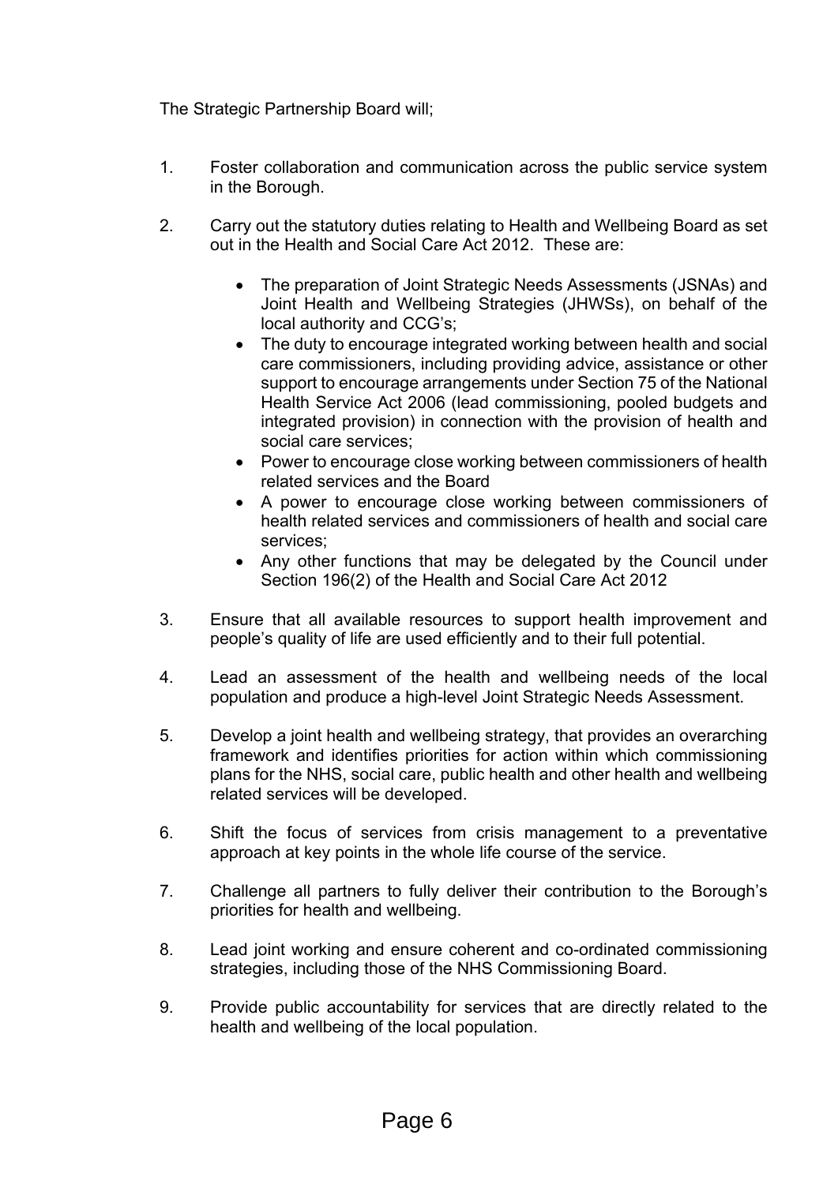The Strategic Partnership Board will;

1. Foster collaboration and communication across the public service system in the Borough.

2. Carry out the statutory duties relating to Health and Wellbeing Board as set out in the Health and Social Care Act 2012. These are:

   - The preparation of Joint Strategic Needs Assessments (JSNAs) and Joint Health and Wellbeing Strategies (JHWSs), on behalf of the local authority and CCG's;
   - The duty to encourage integrated working between health and social care commissioners, including providing advice, assistance or other support to encourage arrangements under Section 75 of the National Health Service Act 2006 (lead commissioning, pooled budgets and integrated provision) in connection with the provision of health and social care services;
   - Power to encourage close working between commissioners of health related services and the Board
   - A power to encourage close working between commissioners of health related services and commissioners of health and social care services;
   - Any other functions that may be delegated by the Council under Section 196(2) of the Health and Social Care Act 2012

3. Ensure that all available resources to support health improvement and people's quality of life are used efficiently and to their full potential.

4. Lead an assessment of the health and wellbeing needs of the local population and produce a high-level Joint Strategic Needs Assessment.

5. Develop a joint health and wellbeing strategy, that provides an overarching framework and identifies priorities for action within which commissioning plans for the NHS, social care, public health and other health and wellbeing related services will be developed.

6. Shift the focus of services from crisis management to a preventative approach at key points in the whole life course of the service.

7. Challenge all partners to fully deliver their contribution to the Borough's priorities for health and wellbeing.

8. Lead joint working and ensure coherent and co-ordinated commissioning strategies, including those of the NHS Commissioning Board.

9. Provide public accountability for services that are directly related to the health and wellbeing of the local population.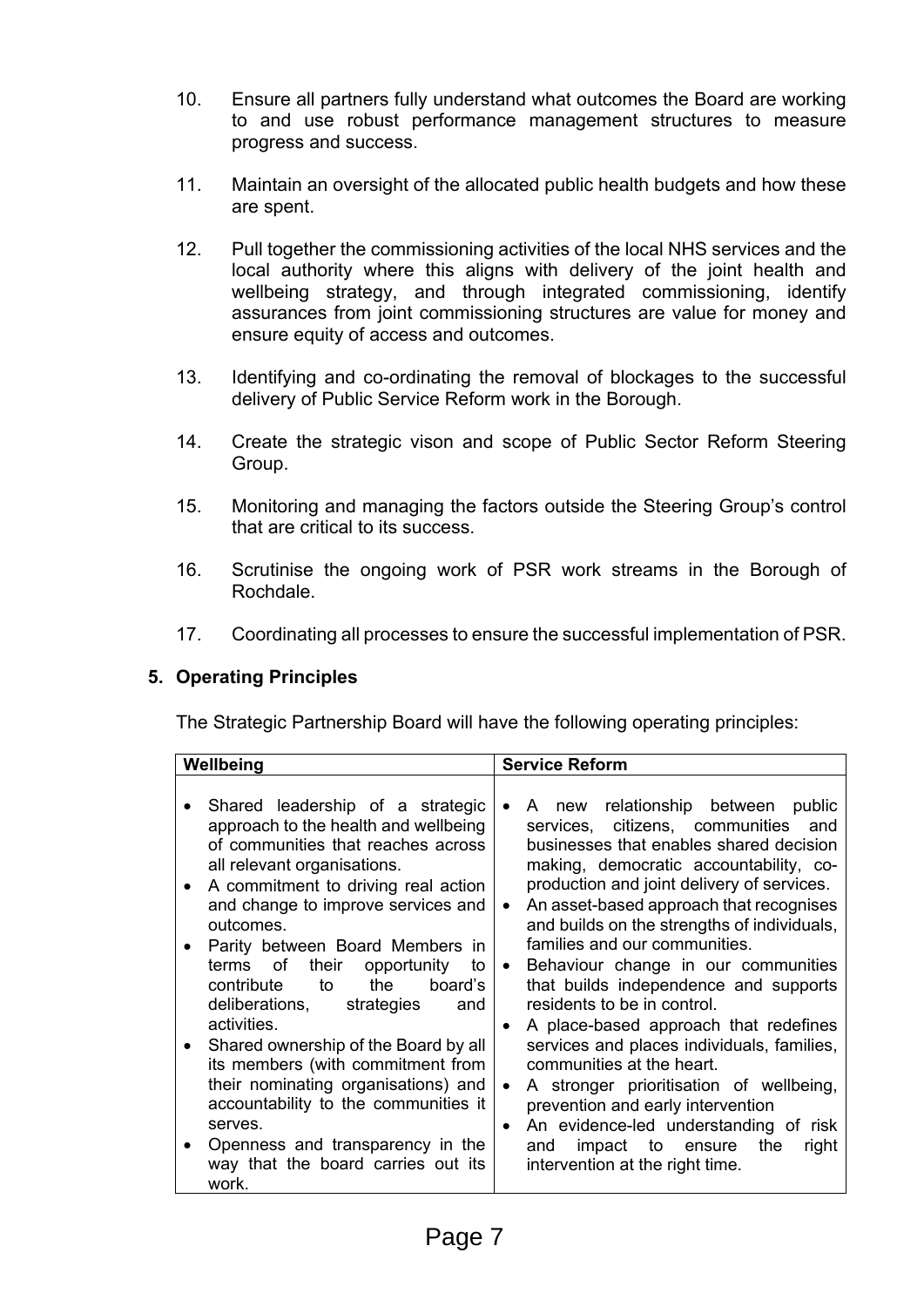10. Ensure all partners fully understand what outcomes the Board are working to and use robust performance management structures to measure progress and success.

11. Maintain an oversight of the allocated public health budgets and how these are spent.

12. Pull together the commissioning activities of the local NHS services and the local authority where this aligns with delivery of the joint health and wellbeing strategy, and through integrated commissioning, identify assurances from joint commissioning structures are value for money and ensure equity of access and outcomes.

13. Identifying and co-ordinating the removal of blockages to the successful delivery of Public Service Reform work in the Borough.

14. Create the strategic vison and scope of Public Sector Reform Steering Group.

15. Monitoring and managing the factors outside the Steering Group's control that are critical to its success.

16. Scrutinise the ongoing work of PSR work streams in the Borough of Rochdale.

17. Coordinating all processes to ensure the successful implementation of PSR.

## 5. Operating Principles

The Strategic Partnership Board will have the following operating principles:

| Wellbeing | Service Reform |
| --- | --- |
| • Shared leadership of a strategic approach to the health and wellbeing of communities that reaches across all relevant organisations.<br>• A commitment to driving real action and change to improve services and outcomes.<br>• Parity between Board Members in terms of their opportunity to contribute to the board's deliberations, strategies and activities.<br>• Shared ownership of the Board by all its members (with commitment from their nominating organisations) and accountability to the communities it serves.<br>• Openness and transparency in the way that the board carries out its work. | • A new relationship between public services, citizens, communities and businesses that enables shared decision making, democratic accountability, co-production and joint delivery of services.<br>• An asset-based approach that recognises and builds on the strengths of individuals, families and our communities.<br>• Behaviour change in our communities that builds independence and supports residents to be in control.<br>• A place-based approach that redefines services and places individuals, families, communities at the heart.<br>• A stronger prioritisation of wellbeing, prevention and early intervention<br>• An evidence-led understanding of risk and impact to ensure the right intervention at the right time. |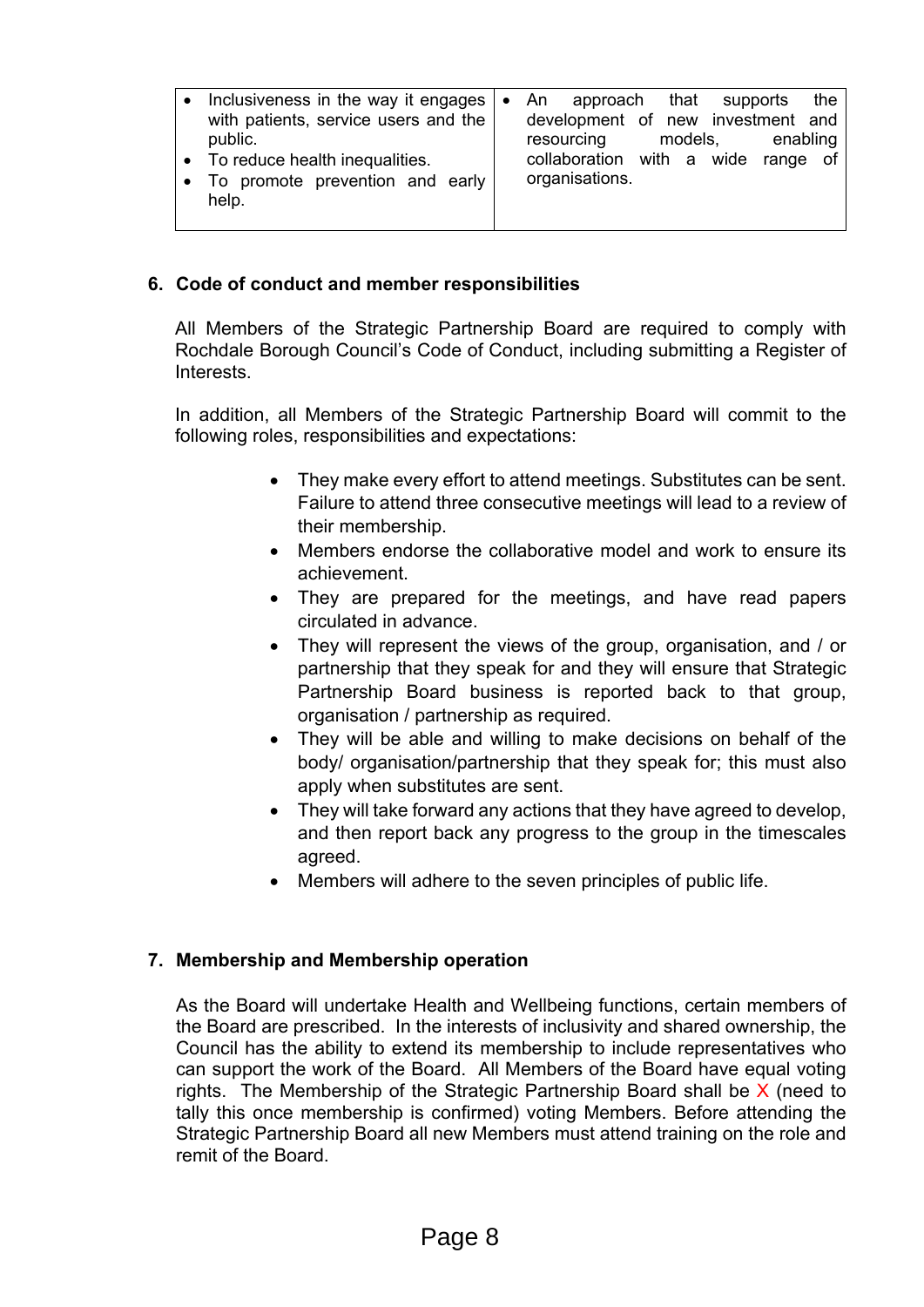| | |
|---|---|
| • Inclusiveness in the way it engages with patients, service users and the public.<br>• To reduce health inequalities.<br>• To promote prevention and early help. | • An approach that supports the development of new investment and resourcing models, enabling collaboration with a wide range of organisations. |

## 6. Code of conduct and member responsibilities

All Members of the Strategic Partnership Board are required to comply with Rochdale Borough Council's Code of Conduct, including submitting a Register of Interests.

In addition, all Members of the Strategic Partnership Board will commit to the following roles, responsibilities and expectations:

- They make every effort to attend meetings. Substitutes can be sent. Failure to attend three consecutive meetings will lead to a review of their membership.
- Members endorse the collaborative model and work to ensure its achievement.
- They are prepared for the meetings, and have read papers circulated in advance.
- They will represent the views of the group, organisation, and / or partnership that they speak for and they will ensure that Strategic Partnership Board business is reported back to that group, organisation / partnership as required.
- They will be able and willing to make decisions on behalf of the body/ organisation/partnership that they speak for; this must also apply when substitutes are sent.
- They will take forward any actions that they have agreed to develop, and then report back any progress to the group in the timescales agreed.
- Members will adhere to the seven principles of public life.

## 7. Membership and Membership operation

As the Board will undertake Health and Wellbeing functions, certain members of the Board are prescribed. In the interests of inclusivity and shared ownership, the Council has the ability to extend its membership to include representatives who can support the work of the Board. All Members of the Board have equal voting rights. The Membership of the Strategic Partnership Board shall be X (need to tally this once membership is confirmed) voting Members. Before attending the Strategic Partnership Board all new Members must attend training on the role and remit of the Board.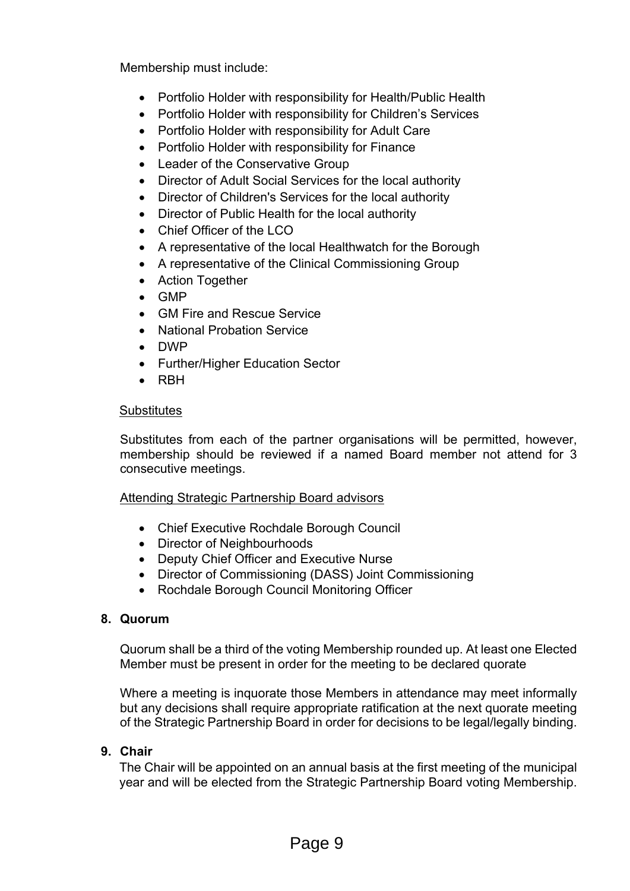Membership must include:

- Portfolio Holder with responsibility for Health/Public Health
- Portfolio Holder with responsibility for Children's Services
- Portfolio Holder with responsibility for Adult Care
- Portfolio Holder with responsibility for Finance
- Leader of the Conservative Group
- Director of Adult Social Services for the local authority
- Director of Children's Services for the local authority
- Director of Public Health for the local authority
- Chief Officer of the LCO
- A representative of the local Healthwatch for the Borough
- A representative of the Clinical Commissioning Group
- Action Together
- GMP
- GM Fire and Rescue Service
- National Probation Service
- DWP
- Further/Higher Education Sector
- RBH

Substitutes

Substitutes from each of the partner organisations will be permitted, however, membership should be reviewed if a named Board member not attend for 3 consecutive meetings.

Attending Strategic Partnership Board advisors

- Chief Executive Rochdale Borough Council
- Director of Neighbourhoods
- Deputy Chief Officer and Executive Nurse
- Director of Commissioning (DASS) Joint Commissioning
- Rochdale Borough Council Monitoring Officer

**8. Quorum**

Quorum shall be a third of the voting Membership rounded up. At least one Elected Member must be present in order for the meeting to be declared quorate

Where a meeting is inquorate those Members in attendance may meet informally but any decisions shall require appropriate ratification at the next quorate meeting of the Strategic Partnership Board in order for decisions to be legal/legally binding.

**9. Chair**

The Chair will be appointed on an annual basis at the first meeting of the municipal year and will be elected from the Strategic Partnership Board voting Membership.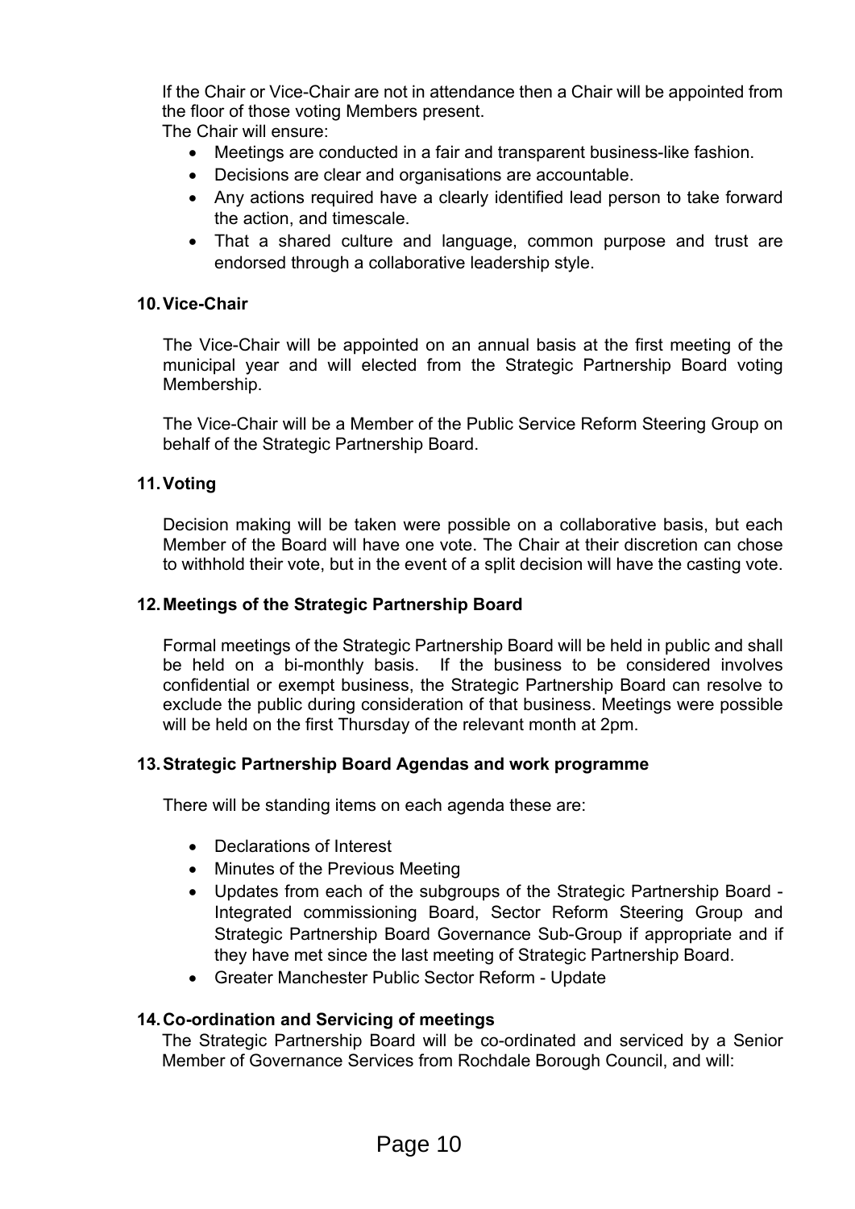If the Chair or Vice-Chair are not in attendance then a Chair will be appointed from the floor of those voting Members present.

The Chair will ensure:

- Meetings are conducted in a fair and transparent business-like fashion.
- Decisions are clear and organisations are accountable.
- Any actions required have a clearly identified lead person to take forward the action, and timescale.
- That a shared culture and language, common purpose and trust are endorsed through a collaborative leadership style.

## 10. Vice-Chair

The Vice-Chair will be appointed on an annual basis at the first meeting of the municipal year and will elected from the Strategic Partnership Board voting Membership.

The Vice-Chair will be a Member of the Public Service Reform Steering Group on behalf of the Strategic Partnership Board.

## 11. Voting

Decision making will be taken were possible on a collaborative basis, but each Member of the Board will have one vote. The Chair at their discretion can chose to withhold their vote, but in the event of a split decision will have the casting vote.

## 12. Meetings of the Strategic Partnership Board

Formal meetings of the Strategic Partnership Board will be held in public and shall be held on a bi-monthly basis. If the business to be considered involves confidential or exempt business, the Strategic Partnership Board can resolve to exclude the public during consideration of that business. Meetings were possible will be held on the first Thursday of the relevant month at 2pm.

## 13. Strategic Partnership Board Agendas and work programme

There will be standing items on each agenda these are:

- Declarations of Interest
- Minutes of the Previous Meeting
- Updates from each of the subgroups of the Strategic Partnership Board - Integrated commissioning Board, Sector Reform Steering Group and Strategic Partnership Board Governance Sub-Group if appropriate and if they have met since the last meeting of Strategic Partnership Board.
- Greater Manchester Public Sector Reform - Update

## 14. Co-ordination and Servicing of meetings

The Strategic Partnership Board will be co-ordinated and serviced by a Senior Member of Governance Services from Rochdale Borough Council, and will: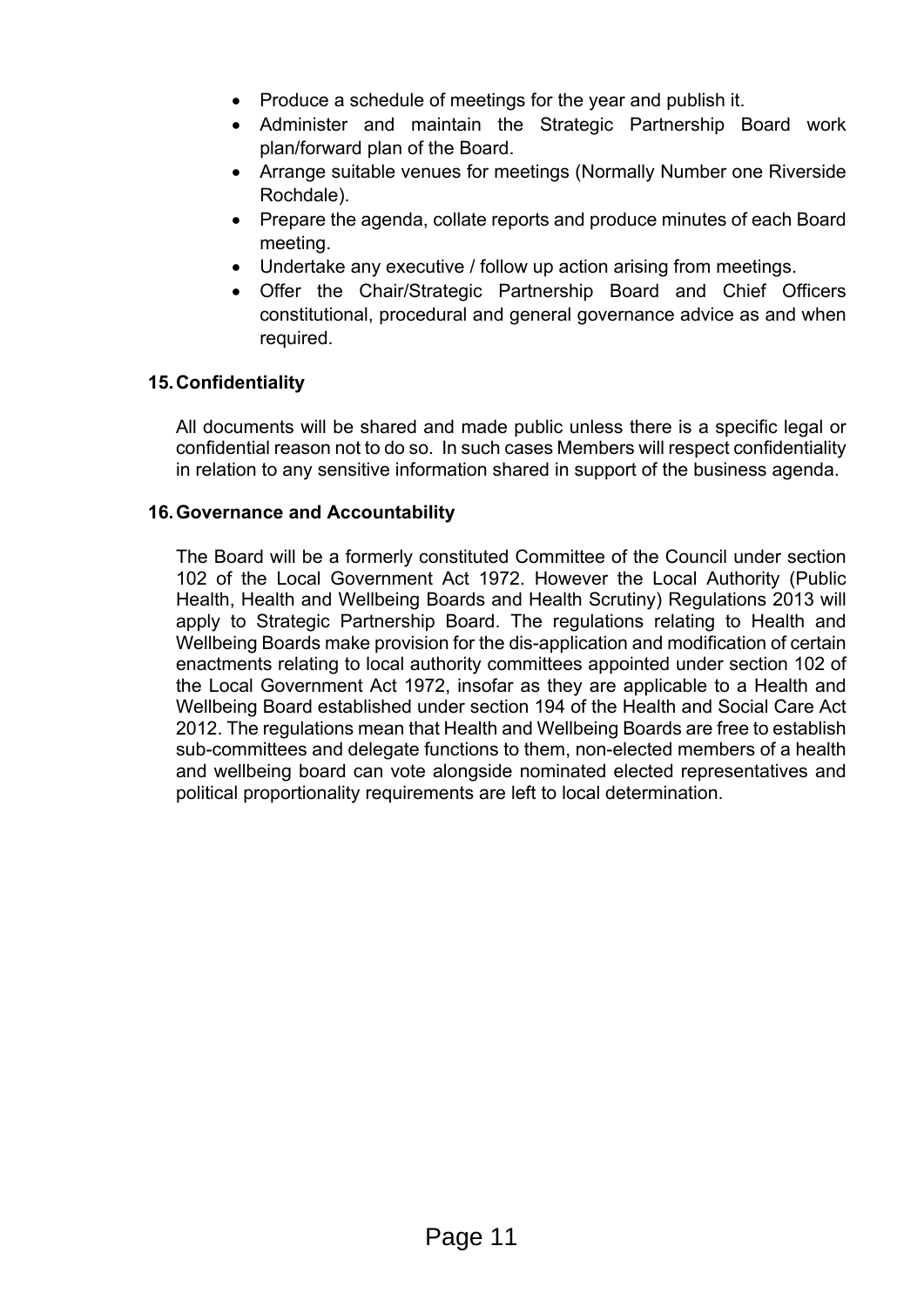- Produce a schedule of meetings for the year and publish it.
- Administer and maintain the Strategic Partnership Board work plan/forward plan of the Board.
- Arrange suitable venues for meetings (Normally Number one Riverside Rochdale).
- Prepare the agenda, collate reports and produce minutes of each Board meeting.
- Undertake any executive / follow up action arising from meetings.
- Offer the Chair/Strategic Partnership Board and Chief Officers constitutional, procedural and general governance advice as and when required.

## 15. Confidentiality

All documents will be shared and made public unless there is a specific legal or confidential reason not to do so. In such cases Members will respect confidentiality in relation to any sensitive information shared in support of the business agenda.

## 16. Governance and Accountability

The Board will be a formerly constituted Committee of the Council under section 102 of the Local Government Act 1972. However the Local Authority (Public Health, Health and Wellbeing Boards and Health Scrutiny) Regulations 2013 will apply to Strategic Partnership Board. The regulations relating to Health and Wellbeing Boards make provision for the dis-application and modification of certain enactments relating to local authority committees appointed under section 102 of the Local Government Act 1972, insofar as they are applicable to a Health and Wellbeing Board established under section 194 of the Health and Social Care Act 2012. The regulations mean that Health and Wellbeing Boards are free to establish sub-committees and delegate functions to them, non-elected members of a health and wellbeing board can vote alongside nominated elected representatives and political proportionality requirements are left to local determination.